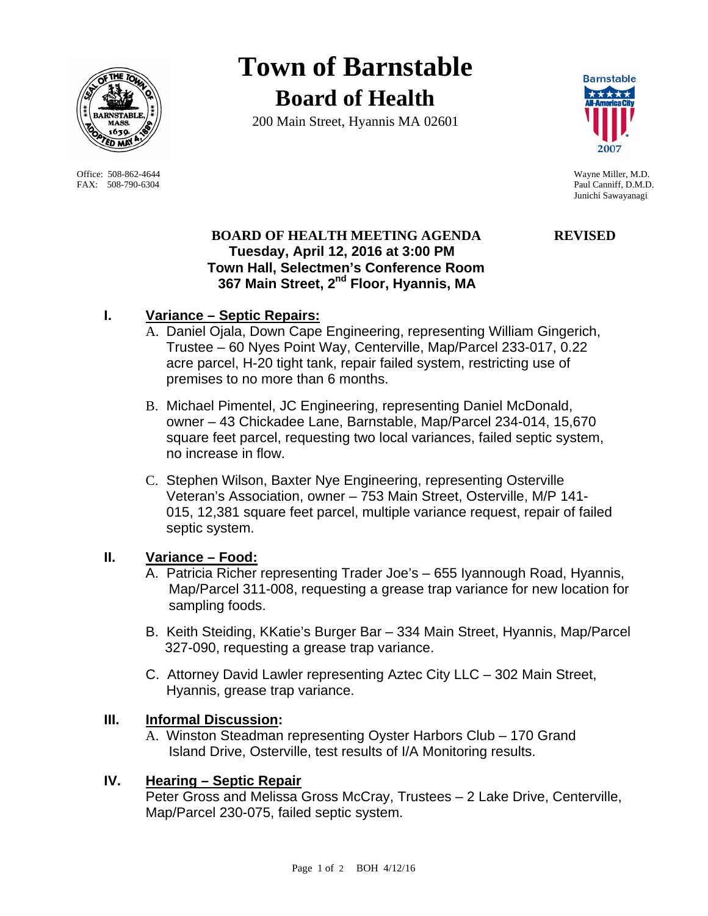# Town of Barnstable

## Board of Health

200 Main Street, Hyannis MA 02601

Office: 508-862-4644
FAX: 508-790-6304

Wayne Miller, M.D.
Paul Canniff, D.M.D.
Junichi Sawayanagi

**BOARD OF HEALTH MEETING AGENDA** **REVISED**
**Tuesday, April 12, 2016 at 3:00 PM**
**Town Hall, Selectmen's Conference Room**
**367 Main Street, 2nd Floor, Hyannis, MA**

**I. Variance – Septic Repairs:**

A. Daniel Ojala, Down Cape Engineering, representing William Gingerich, Trustee – 60 Nyes Point Way, Centerville, Map/Parcel 233-017, 0.22 acre parcel, H-20 tight tank, repair failed system, restricting use of premises to no more than 6 months.

B. Michael Pimentel, JC Engineering, representing Daniel McDonald, owner – 43 Chickadee Lane, Barnstable, Map/Parcel 234-014, 15,670 square feet parcel, requesting two local variances, failed septic system, no increase in flow.

C. Stephen Wilson, Baxter Nye Engineering, representing Osterville Veteran's Association, owner – 753 Main Street, Osterville, M/P 141-015, 12,381 square feet parcel, multiple variance request, repair of failed septic system.

**II. Variance – Food:**

A. Patricia Richer representing Trader Joe's – 655 Iyannough Road, Hyannis, Map/Parcel 311-008, requesting a grease trap variance for new location for sampling foods.

B. Keith Steiding, KKatie's Burger Bar – 334 Main Street, Hyannis, Map/Parcel 327-090, requesting a grease trap variance.

C. Attorney David Lawler representing Aztec City LLC – 302 Main Street, Hyannis, grease trap variance.

**III. Informal Discussion:**

A. Winston Steadman representing Oyster Harbors Club – 170 Grand Island Drive, Osterville, test results of I/A Monitoring results.

**IV. Hearing – Septic Repair**

Peter Gross and Melissa Gross McCray, Trustees – 2 Lake Drive, Centerville, Map/Parcel 230-075, failed septic system.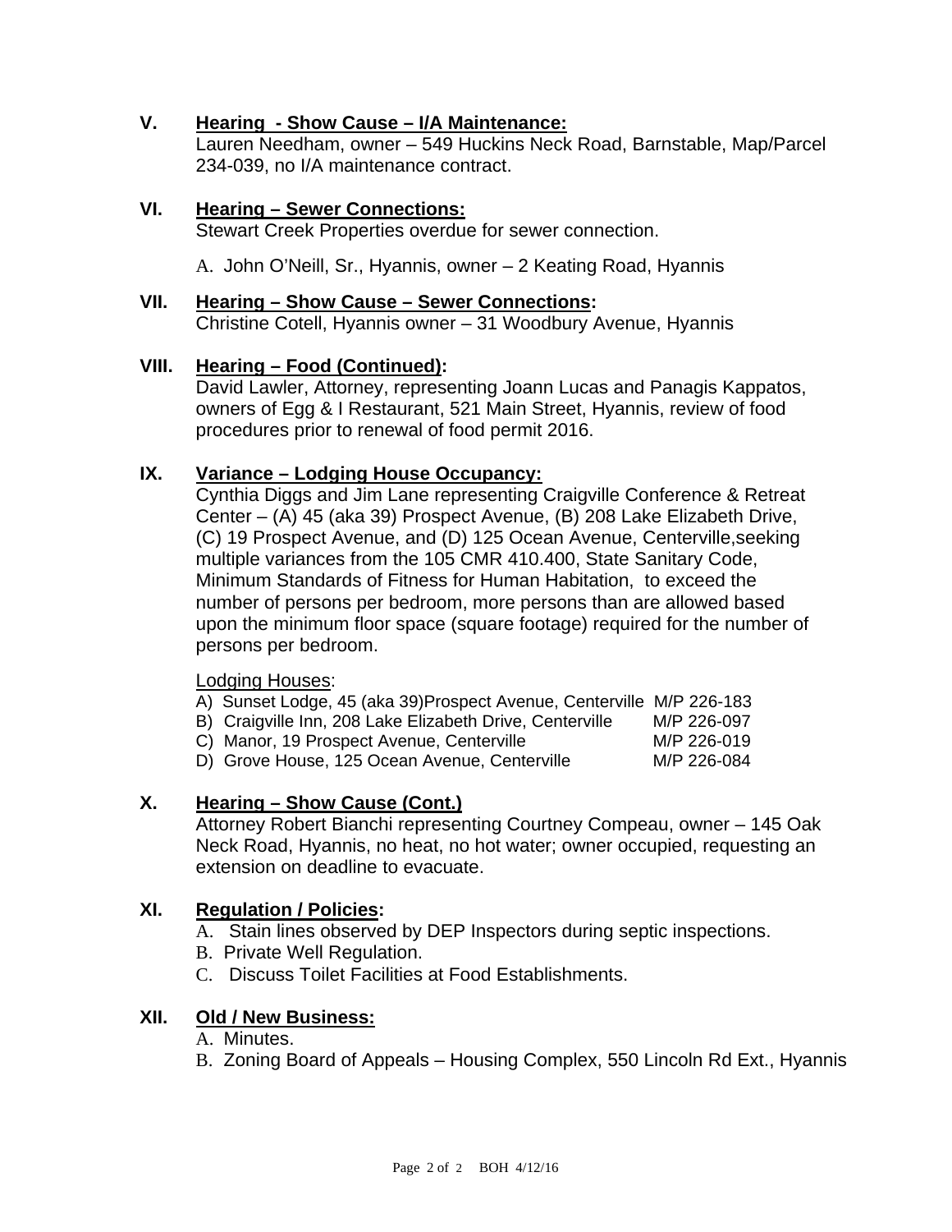**V. Hearing - Show Cause – I/A Maintenance:**

Lauren Needham, owner – 549 Huckins Neck Road, Barnstable, Map/Parcel 234-039, no I/A maintenance contract.

**VI. Hearing – Sewer Connections:**

Stewart Creek Properties overdue for sewer connection.

A. John O'Neill, Sr., Hyannis, owner – 2 Keating Road, Hyannis

**VII. Hearing – Show Cause – Sewer Connections:**

Christine Cotell, Hyannis owner – 31 Woodbury Avenue, Hyannis

**VIII. Hearing – Food (Continued):**

David Lawler, Attorney, representing Joann Lucas and Panagis Kappatos, owners of Egg & I Restaurant, 521 Main Street, Hyannis, review of food procedures prior to renewal of food permit 2016.

**IX. Variance – Lodging House Occupancy:**

Cynthia Diggs and Jim Lane representing Craigville Conference & Retreat Center – (A) 45 (aka 39) Prospect Avenue, (B) 208 Lake Elizabeth Drive, (C) 19 Prospect Avenue, and (D) 125 Ocean Avenue, Centerville,seeking multiple variances from the 105 CMR 410.400, State Sanitary Code, Minimum Standards of Fitness for Human Habitation, to exceed the number of persons per bedroom, more persons than are allowed based upon the minimum floor space (square footage) required for the number of persons per bedroom.

Lodging Houses:

| | |
|---|---|
| A) Sunset Lodge, 45 (aka 39)Prospect Avenue, Centerville | M/P 226-183 |
| B) Craigville Inn, 208 Lake Elizabeth Drive, Centerville | M/P 226-097 |
| C) Manor, 19 Prospect Avenue, Centerville | M/P 226-019 |
| D) Grove House, 125 Ocean Avenue, Centerville | M/P 226-084 |

**X. Hearing – Show Cause (Cont.)**

Attorney Robert Bianchi representing Courtney Compeau, owner – 145 Oak Neck Road, Hyannis, no heat, no hot water; owner occupied, requesting an extension on deadline to evacuate.

**XI. Regulation / Policies:**

A. Stain lines observed by DEP Inspectors during septic inspections.
B. Private Well Regulation.
C. Discuss Toilet Facilities at Food Establishments.

**XII. Old / New Business:**

A. Minutes.
B. Zoning Board of Appeals – Housing Complex, 550 Lincoln Rd Ext., Hyannis